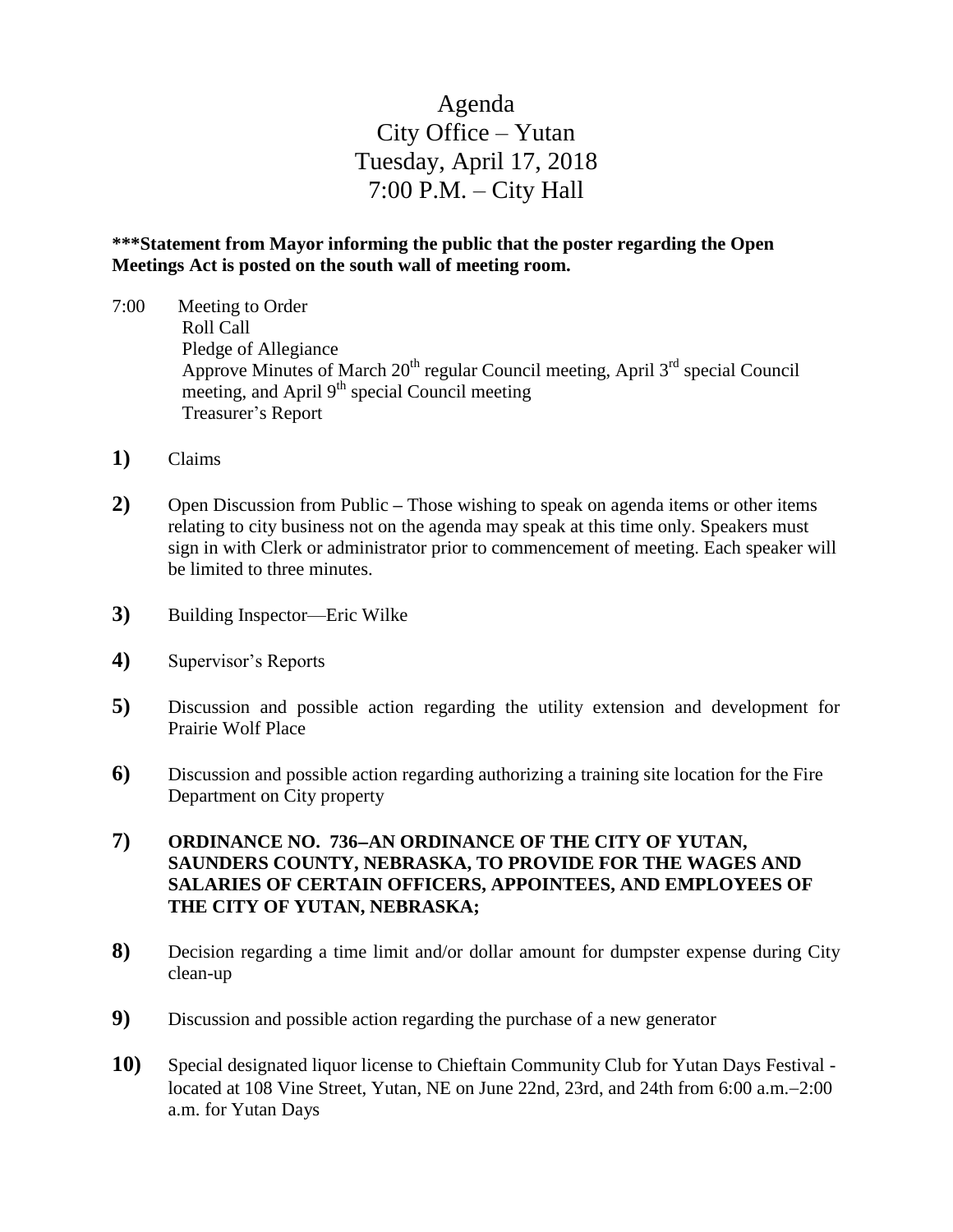# Agenda
# City Office – Yutan
# Tuesday, April 17, 2018
# 7:00 P.M. – City Hall

**\*\*\*Statement from Mayor informing the public that the poster regarding the Open Meetings Act is posted on the south wall of meeting room.**

7:00 Meeting to Order
Roll Call
Pledge of Allegiance
Approve Minutes of March 20th regular Council meeting, April 3rd special Council meeting, and April 9th special Council meeting
Treasurer's Report

**1)** Claims

**2)** Open Discussion from Public – Those wishing to speak on agenda items or other items relating to city business not on the agenda may speak at this time only. Speakers must sign in with Clerk or administrator prior to commencement of meeting. Each speaker will be limited to three minutes.

**3)** Building Inspector—Eric Wilke

**4)** Supervisor's Reports

**5)** Discussion and possible action regarding the utility extension and development for Prairie Wolf Place

**6)** Discussion and possible action regarding authorizing a training site location for the Fire Department on City property

**7)** **ORDINANCE NO. 736–AN ORDINANCE OF THE CITY OF YUTAN, SAUNDERS COUNTY, NEBRASKA, TO PROVIDE FOR THE WAGES AND SALARIES OF CERTAIN OFFICERS, APPOINTEES, AND EMPLOYEES OF THE CITY OF YUTAN, NEBRASKA;**

**8)** Decision regarding a time limit and/or dollar amount for dumpster expense during City clean-up

**9)** Discussion and possible action regarding the purchase of a new generator

**10)** Special designated liquor license to Chieftain Community Club for Yutan Days Festival - located at 108 Vine Street, Yutan, NE on June 22nd, 23rd, and 24th from 6:00 a.m.–2:00 a.m. for Yutan Days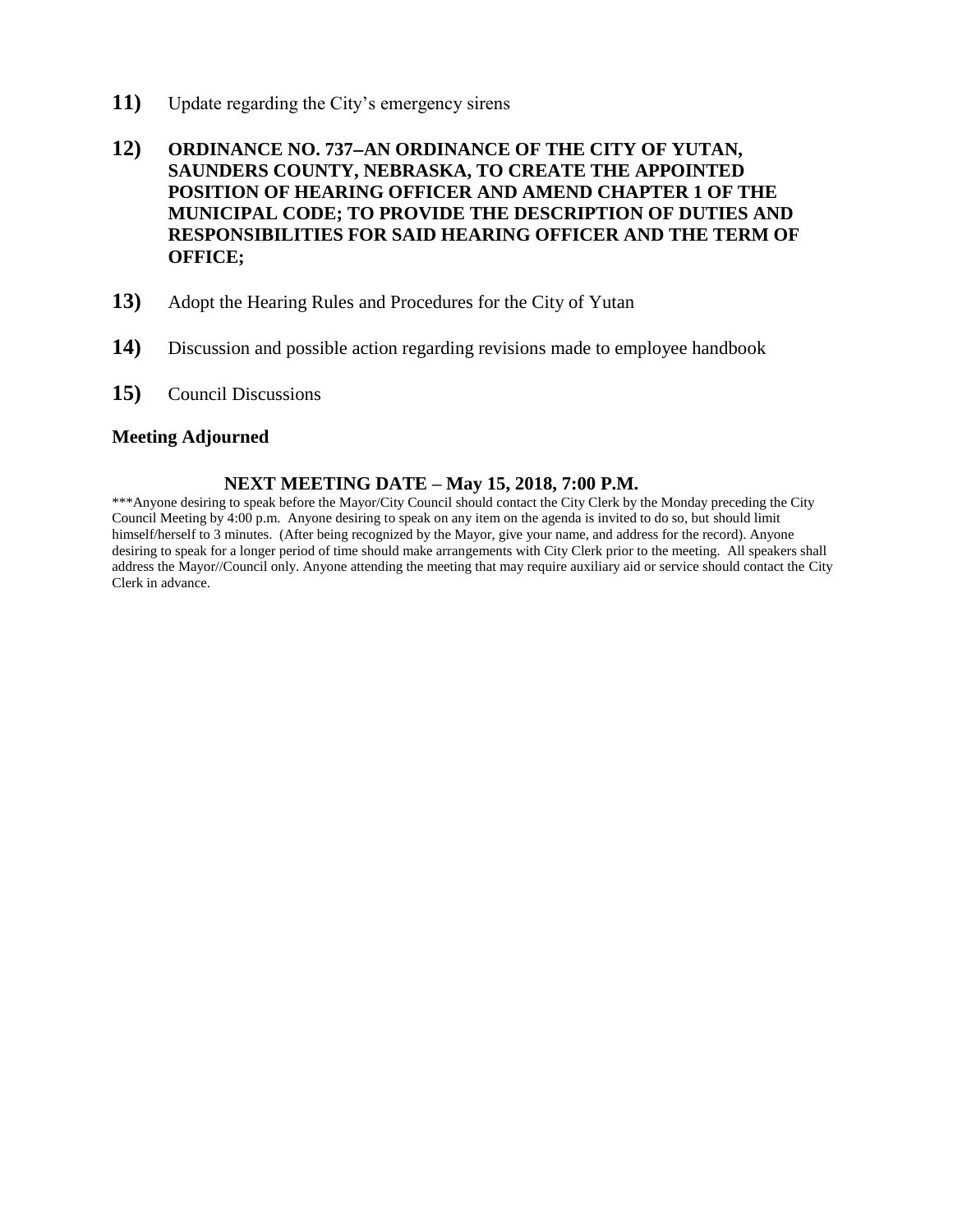**11)** Update regarding the City's emergency sirens

**12)** **ORDINANCE NO. 737–AN ORDINANCE OF THE CITY OF YUTAN, SAUNDERS COUNTY, NEBRASKA, TO CREATE THE APPOINTED POSITION OF HEARING OFFICER AND AMEND CHAPTER 1 OF THE MUNICIPAL CODE; TO PROVIDE THE DESCRIPTION OF DUTIES AND RESPONSIBILITIES FOR SAID HEARING OFFICER AND THE TERM OF OFFICE;**

**13)** Adopt the Hearing Rules and Procedures for the City of Yutan

**14)** Discussion and possible action regarding revisions made to employee handbook

**15)** Council Discussions

**Meeting Adjourned**

**NEXT MEETING DATE – May 15, 2018, 7:00 P.M.**

***Anyone desiring to speak before the Mayor/City Council should contact the City Clerk by the Monday preceding the City Council Meeting by 4:00 p.m. Anyone desiring to speak on any item on the agenda is invited to do so, but should limit himself/herself to 3 minutes. (After being recognized by the Mayor, give your name, and address for the record). Anyone desiring to speak for a longer period of time should make arrangements with City Clerk prior to the meeting. All speakers shall address the Mayor//Council only. Anyone attending the meeting that may require auxiliary aid or service should contact the City Clerk in advance.